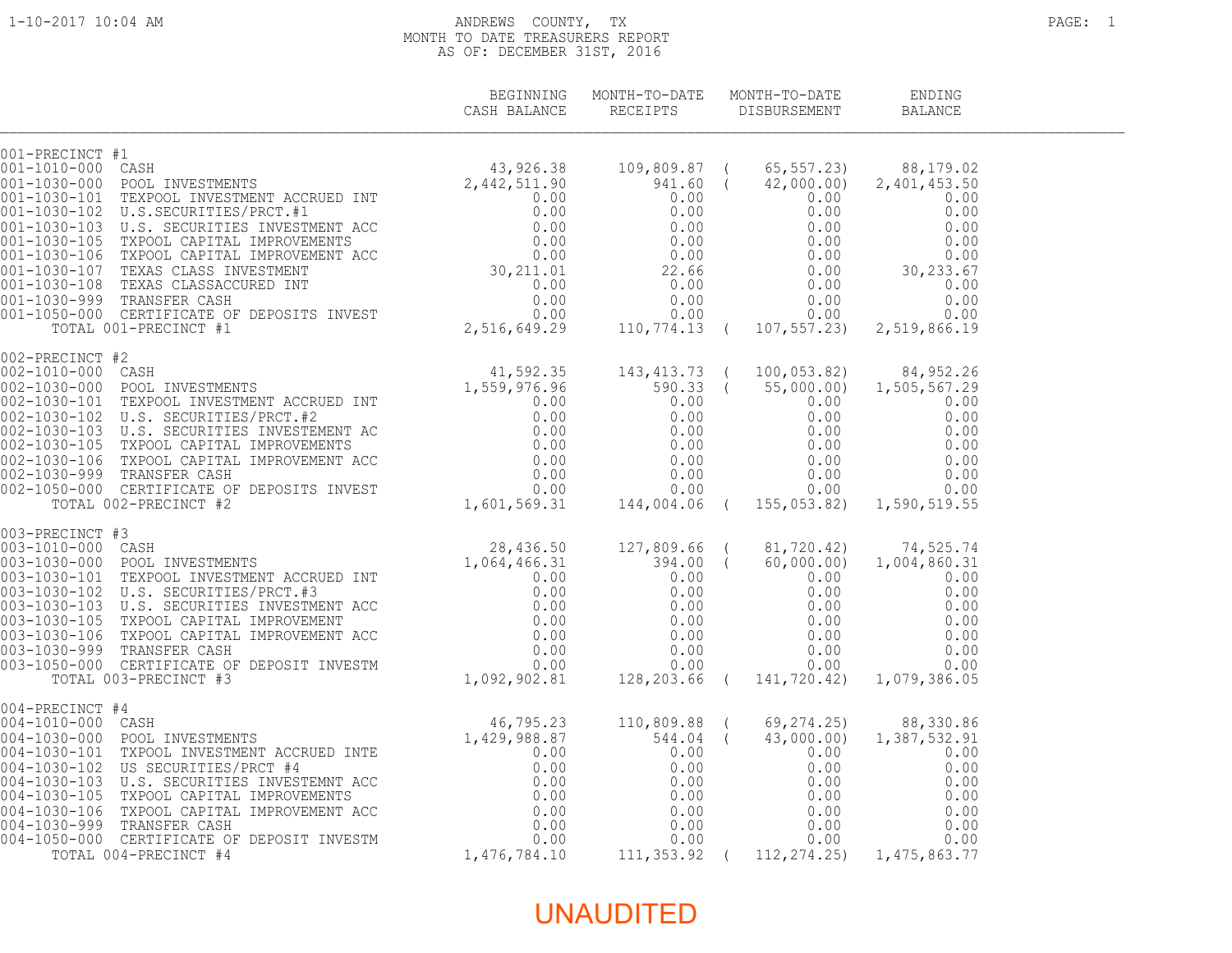# ANDREWS COUNTY, TX
## MONTH TO DATE TREASURERS REPORT
### AS OF: DECEMBER 31ST, 2016

1-10-2017 10:04 AM

| | BEGINNING CASH BALANCE | MONTH-TO-DATE RECEIPTS | MONTH-TO-DATE DISBURSEMENT | ENDING BALANCE |
|---|---|---|---|---|
| **001-PRECINCT #1** | | | | |
| 001-1010-000 CASH | 43,926.38 | 109,809.87 | ( 65,557.23) | 88,179.02 |
| 001-1030-000 POOL INVESTMENTS | 2,442,511.90 | 941.60 | ( 42,000.00) | 2,401,453.50 |
| 001-1030-101 TEXPOOL INVESTMENT ACCRUED INT | 0.00 | 0.00 | 0.00 | 0.00 |
| 001-1030-102 U.S.SECURITIES/PRCT.#1 | 0.00 | 0.00 | 0.00 | 0.00 |
| 001-1030-103 U.S. SECURITIES INVESTMENT ACC | 0.00 | 0.00 | 0.00 | 0.00 |
| 001-1030-105 TXPOOL CAPITAL IMPROVEMENTS | 0.00 | 0.00 | 0.00 | 0.00 |
| 001-1030-106 TXPOOL CAPITAL IMPROVEMENT ACC | 0.00 | 0.00 | 0.00 | 0.00 |
| 001-1030-107 TEXAS CLASS INVESTMENT | 30,211.01 | 22.66 | 0.00 | 30,233.67 |
| 001-1030-108 TEXAS CLASSACCURED INT | 0.00 | 0.00 | 0.00 | 0.00 |
| 001-1030-999 TRANSFER CASH | 0.00 | 0.00 | 0.00 | 0.00 |
| 001-1050-000 CERTIFICATE OF DEPOSITS INVEST | 0.00 | 0.00 | 0.00 | 0.00 |
| TOTAL 001-PRECINCT #1 | 2,516,649.29 | 110,774.13 | ( 107,557.23) | 2,519,866.19 |
| **002-PRECINCT #2** | | | | |
| 002-1010-000 CASH | 41,592.35 | 143,413.73 | ( 100,053.82) | 84,952.26 |
| 002-1030-000 POOL INVESTMENTS | 1,559,976.96 | 590.33 | ( 55,000.00) | 1,505,567.29 |
| 002-1030-101 TEXPOOL INVESTMENT ACCRUED INT | 0.00 | 0.00 | 0.00 | 0.00 |
| 002-1030-102 U.S. SECURITIES/PRCT.#2 | 0.00 | 0.00 | 0.00 | 0.00 |
| 002-1030-103 U.S. SECURITIES INVESTEMENT AC | 0.00 | 0.00 | 0.00 | 0.00 |
| 002-1030-105 TXPOOL CAPITAL IMPROVEMENTS | 0.00 | 0.00 | 0.00 | 0.00 |
| 002-1030-106 TXPOOL CAPITAL IMPROVEMENT ACC | 0.00 | 0.00 | 0.00 | 0.00 |
| 002-1030-999 TRANSFER CASH | 0.00 | 0.00 | 0.00 | 0.00 |
| 002-1050-000 CERTIFICATE OF DEPOSITS INVEST | 0.00 | 0.00 | 0.00 | 0.00 |
| TOTAL 002-PRECINCT #2 | 1,601,569.31 | 144,004.06 | ( 155,053.82) | 1,590,519.55 |
| **003-PRECINCT #3** | | | | |
| 003-1010-000 CASH | 28,436.50 | 127,809.66 | ( 81,720.42) | 74,525.74 |
| 003-1030-000 POOL INVESTMENTS | 1,064,466.31 | 394.00 | ( 60,000.00) | 1,004,860.31 |
| 003-1030-101 TEXPOOL INVESTMENT ACCRUED INT | 0.00 | 0.00 | 0.00 | 0.00 |
| 003-1030-102 U.S. SECURITIES/PRCT.#3 | 0.00 | 0.00 | 0.00 | 0.00 |
| 003-1030-103 U.S. SECURITIES INVESTMENT ACC | 0.00 | 0.00 | 0.00 | 0.00 |
| 003-1030-105 TXPOOL CAPITAL IMPROVEMENT | 0.00 | 0.00 | 0.00 | 0.00 |
| 003-1030-106 TXPOOL CAPITAL IMPROVEMENT ACC | 0.00 | 0.00 | 0.00 | 0.00 |
| 003-1030-999 TRANSFER CASH | 0.00 | 0.00 | 0.00 | 0.00 |
| 003-1050-000 CERTIFICATE OF DEPOSIT INVESTM | 0.00 | 0.00 | 0.00 | 0.00 |
| TOTAL 003-PRECINCT #3 | 1,092,902.81 | 128,203.66 | ( 141,720.42) | 1,079,386.05 |
| **004-PRECINCT #4** | | | | |
| 004-1010-000 CASH | 46,795.23 | 110,809.88 | ( 69,274.25) | 88,330.86 |
| 004-1030-000 POOL INVESTMENTS | 1,429,988.87 | 544.04 | ( 43,000.00) | 1,387,532.91 |
| 004-1030-101 TXPOOL INVESTMENT ACCRUED INTE | 0.00 | 0.00 | 0.00 | 0.00 |
| 004-1030-102 US SECURITIES/PRCT #4 | 0.00 | 0.00 | 0.00 | 0.00 |
| 004-1030-103 U.S. SECURITIES INVESTEMNT ACC | 0.00 | 0.00 | 0.00 | 0.00 |
| 004-1030-105 TXPOOL CAPITAL IMPROVEMENTS | 0.00 | 0.00 | 0.00 | 0.00 |
| 004-1030-106 TXPOOL CAPITAL IMPROVEMENT ACC | 0.00 | 0.00 | 0.00 | 0.00 |
| 004-1030-999 TRANSFER CASH | 0.00 | 0.00 | 0.00 | 0.00 |
| 004-1050-000 CERTIFICATE OF DEPOSIT INVESTM | 0.00 | 0.00 | 0.00 | 0.00 |
| TOTAL 004-PRECINCT #4 | 1,476,784.10 | 111,353.92 | ( 112,274.25) | 1,475,863.77 |

UNAUDITED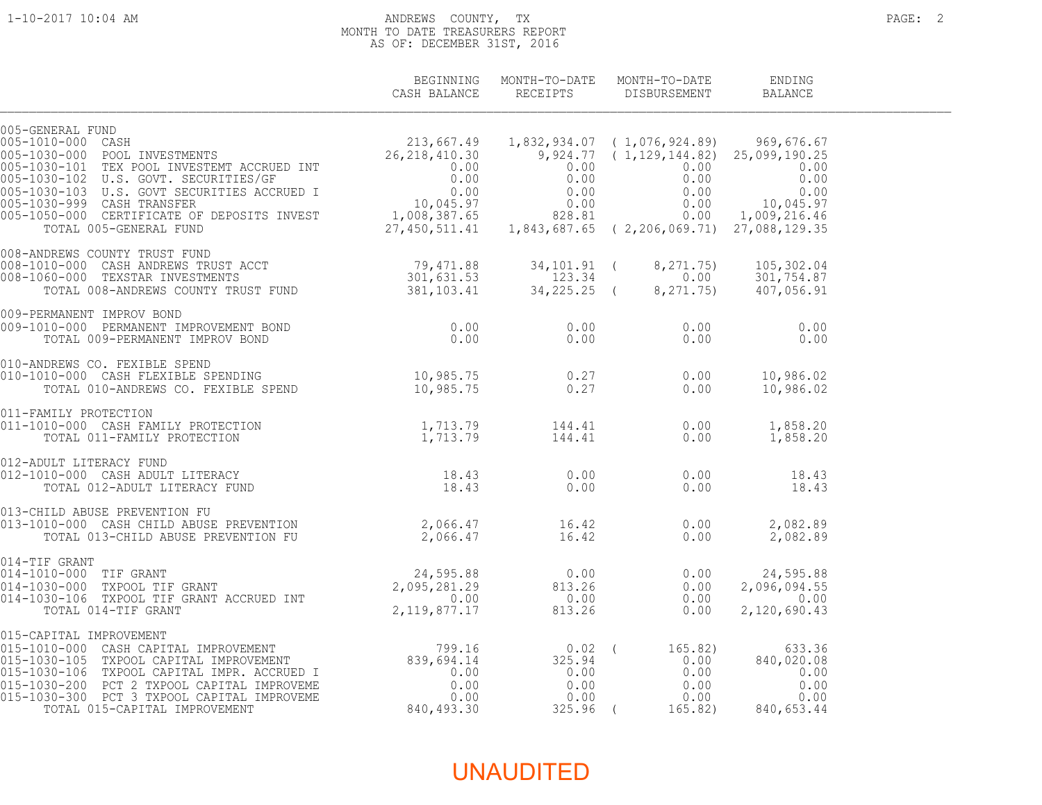ANDREWS COUNTY, TX
MONTH TO DATE TREASURERS REPORT
AS OF: DECEMBER 31ST, 2016

| | BEGINNING CASH BALANCE | MONTH-TO-DATE RECEIPTS | MONTH-TO-DATE DISBURSEMENT | ENDING BALANCE |
|---|---|---|---|---|
| **005-GENERAL FUND** | | | | |
| 005-1010-000 CASH | 213,667.49 | 1,832,934.07 | ( 1,076,924.89) | 969,676.67 |
| 005-1030-000 POOL INVESTMENTS | 26,218,410.30 | 9,924.77 | ( 1,129,144.82) | 25,099,190.25 |
| 005-1030-101 TEX POOL INVESTEMT ACCRUED INT | 0.00 | 0.00 | 0.00 | 0.00 |
| 005-1030-102 U.S. GOVT. SECURITIES/GF | 0.00 | 0.00 | 0.00 | 0.00 |
| 005-1030-103 U.S. GOVT SECURITIES ACCRUED I | 0.00 | 0.00 | 0.00 | 0.00 |
| 005-1030-999 CASH TRANSFER | 10,045.97 | 0.00 | 0.00 | 10,045.97 |
| 005-1050-000 CERTIFICATE OF DEPOSITS INVEST | 1,008,387.65 | 828.81 | 0.00 | 1,009,216.46 |
| TOTAL 005-GENERAL FUND | 27,450,511.41 | 1,843,687.65 | ( 2,206,069.71) | 27,088,129.35 |
| **008-ANDREWS COUNTY TRUST FUND** | | | | |
| 008-1010-000 CASH ANDREWS TRUST ACCT | 79,471.88 | 34,101.91 | ( 8,271.75) | 105,302.04 |
| 008-1060-000 TEXSTAR INVESTMENTS | 301,631.53 | 123.34 | 0.00 | 301,754.87 |
| TOTAL 008-ANDREWS COUNTY TRUST FUND | 381,103.41 | 34,225.25 | ( 8,271.75) | 407,056.91 |
| **009-PERMANENT IMPROV BOND** | | | | |
| 009-1010-000 PERMANENT IMPROVEMENT BOND | 0.00 | 0.00 | 0.00 | 0.00 |
| TOTAL 009-PERMANENT IMPROV BOND | 0.00 | 0.00 | 0.00 | 0.00 |
| **010-ANDREWS CO. FEXIBLE SPEND** | | | | |
| 010-1010-000 CASH FLEXIBLE SPENDING | 10,985.75 | 0.27 | 0.00 | 10,986.02 |
| TOTAL 010-ANDREWS CO. FEXIBLE SPEND | 10,985.75 | 0.27 | 0.00 | 10,986.02 |
| **011-FAMILY PROTECTION** | | | | |
| 011-1010-000 CASH FAMILY PROTECTION | 1,713.79 | 144.41 | 0.00 | 1,858.20 |
| TOTAL 011-FAMILY PROTECTION | 1,713.79 | 144.41 | 0.00 | 1,858.20 |
| **012-ADULT LITERACY FUND** | | | | |
| 012-1010-000 CASH ADULT LITERACY | 18.43 | 0.00 | 0.00 | 18.43 |
| TOTAL 012-ADULT LITERACY FUND | 18.43 | 0.00 | 0.00 | 18.43 |
| **013-CHILD ABUSE PREVENTION FU** | | | | |
| 013-1010-000 CASH CHILD ABUSE PREVENTION | 2,066.47 | 16.42 | 0.00 | 2,082.89 |
| TOTAL 013-CHILD ABUSE PREVENTION FU | 2,066.47 | 16.42 | 0.00 | 2,082.89 |
| **014-TIF GRANT** | | | | |
| 014-1010-000 TIF GRANT | 24,595.88 | 0.00 | 0.00 | 24,595.88 |
| 014-1030-000 TXPOOL TIF GRANT | 2,095,281.29 | 813.26 | 0.00 | 2,096,094.55 |
| 014-1030-106 TXPOOL TIF GRANT ACCRUED INT | 0.00 | 0.00 | 0.00 | 0.00 |
| TOTAL 014-TIF GRANT | 2,119,877.17 | 813.26 | 0.00 | 2,120,690.43 |
| **015-CAPITAL IMPROVEMENT** | | | | |
| 015-1010-000 CASH CAPITAL IMPROVEMENT | 799.16 | 0.02 | ( 165.82) | 633.36 |
| 015-1030-105 TXPOOL CAPITAL IMPROVEMENT | 839,694.14 | 325.94 | 0.00 | 840,020.08 |
| 015-1030-106 TXPOOL CAPITAL IMPR. ACCRUED I | 0.00 | 0.00 | 0.00 | 0.00 |
| 015-1030-200 PCT 2 TXPOOL CAPITAL IMPROVEME | 0.00 | 0.00 | 0.00 | 0.00 |
| 015-1030-300 PCT 3 TXPOOL CAPITAL IMPROVEME | 0.00 | 0.00 | 0.00 | 0.00 |
| TOTAL 015-CAPITAL IMPROVEMENT | 840,493.30 | 325.96 | ( 165.82) | 840,653.44 |

UNAUDITED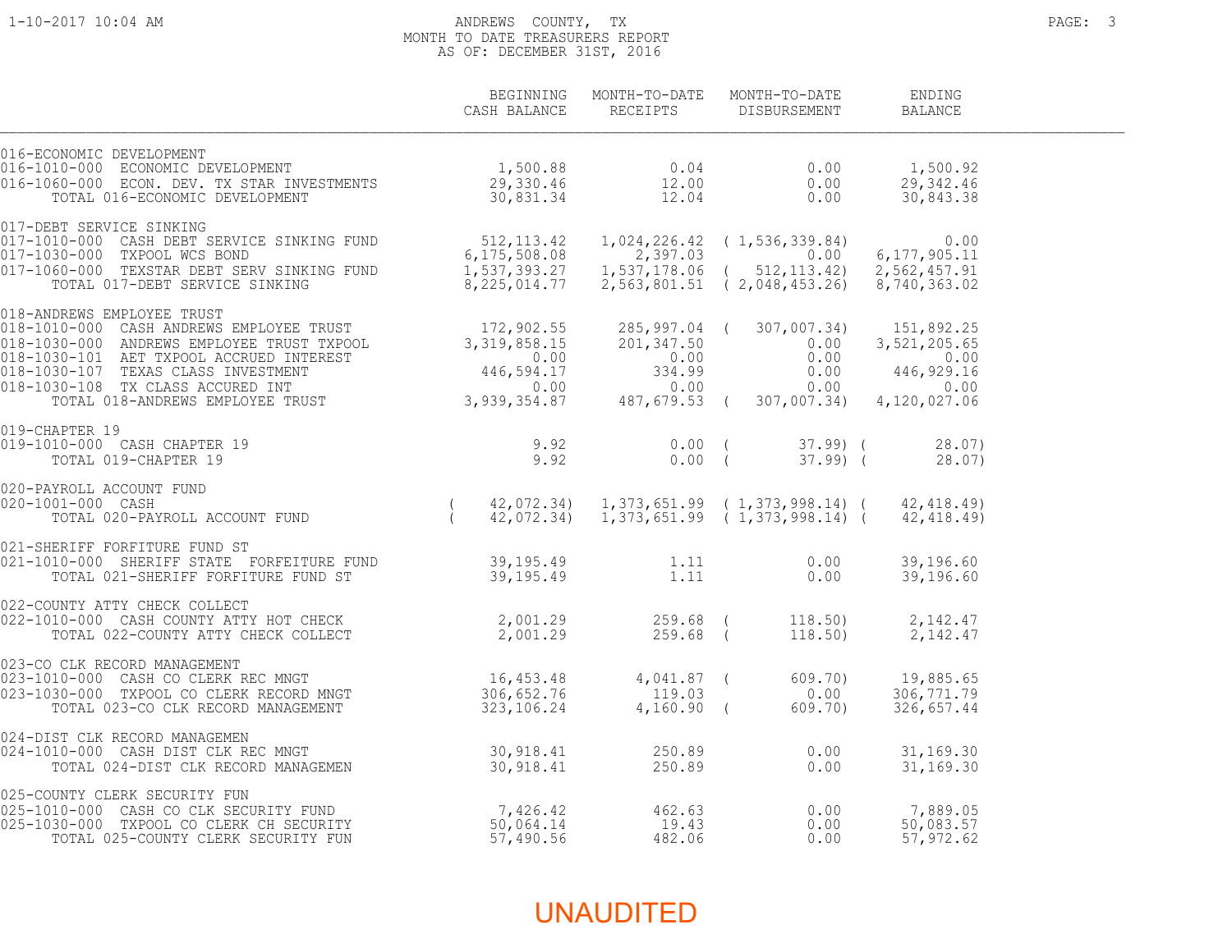ANDREWS COUNTY, TX
MONTH TO DATE TREASURERS REPORT
AS OF: DECEMBER 31ST, 2016

| | BEGINNING CASH BALANCE | MONTH-TO-DATE RECEIPTS | MONTH-TO-DATE DISBURSEMENT | ENDING BALANCE |
|---|---|---|---|---|
| 016-ECONOMIC DEVELOPMENT | | | | |
| 016-1010-000 ECONOMIC DEVELOPMENT | 1,500.88 | 0.04 | 0.00 | 1,500.92 |
| 016-1060-000 ECON. DEV. TX STAR INVESTMENTS | 29,330.46 | 12.00 | 0.00 | 29,342.46 |
| TOTAL 016-ECONOMIC DEVELOPMENT | 30,831.34 | 12.04 | 0.00 | 30,843.38 |
| 017-DEBT SERVICE SINKING | | | | |
| 017-1010-000 CASH DEBT SERVICE SINKING FUND | 512,113.42 | 1,024,226.42 | ( 1,536,339.84) | 0.00 |
| 017-1030-000 TXPOOL WCS BOND | 6,175,508.08 | 2,397.03 | 0.00 | 6,177,905.11 |
| 017-1060-000 TEXSTAR DEBT SERV SINKING FUND | 1,537,393.27 | 1,537,178.06 | ( 512,113.42) | 2,562,457.91 |
| TOTAL 017-DEBT SERVICE SINKING | 8,225,014.77 | 2,563,801.51 | ( 2,048,453.26) | 8,740,363.02 |
| 018-ANDREWS EMPLOYEE TRUST | | | | |
| 018-1010-000 CASH ANDREWS EMPLOYEE TRUST | 172,902.55 | 285,997.04 | ( 307,007.34) | 151,892.25 |
| 018-1030-000 ANDREWS EMPLOYEE TRUST TXPOOL | 3,319,858.15 | 201,347.50 | 0.00 | 3,521,205.65 |
| 018-1030-101 AET TXPOOL ACCRUED INTEREST | 0.00 | 0.00 | 0.00 | 0.00 |
| 018-1030-107 TEXAS CLASS INVESTMENT | 446,594.17 | 334.99 | 0.00 | 446,929.16 |
| 018-1030-108 TX CLASS ACCURED INT | 0.00 | 0.00 | 0.00 | 0.00 |
| TOTAL 018-ANDREWS EMPLOYEE TRUST | 3,939,354.87 | 487,679.53 | ( 307,007.34) | 4,120,027.06 |
| 019-CHAPTER 19 | | | | |
| 019-1010-000 CASH CHAPTER 19 | 9.92 | 0.00 | ( 37.99) | ( 28.07) |
| TOTAL 019-CHAPTER 19 | 9.92 | 0.00 | ( 37.99) | ( 28.07) |
| 020-PAYROLL ACCOUNT FUND | | | | |
| 020-1001-000 CASH | ( 42,072.34) | 1,373,651.99 | ( 1,373,998.14) | ( 42,418.49) |
| TOTAL 020-PAYROLL ACCOUNT FUND | ( 42,072.34) | 1,373,651.99 | ( 1,373,998.14) | ( 42,418.49) |
| 021-SHERIFF FORFITURE FUND ST | | | | |
| 021-1010-000 SHERIFF STATE FORFEITURE FUND | 39,195.49 | 1.11 | 0.00 | 39,196.60 |
| TOTAL 021-SHERIFF FORFITURE FUND ST | 39,195.49 | 1.11 | 0.00 | 39,196.60 |
| 022-COUNTY ATTY CHECK COLLECT | | | | |
| 022-1010-000 CASH COUNTY ATTY HOT CHECK | 2,001.29 | 259.68 | ( 118.50) | 2,142.47 |
| TOTAL 022-COUNTY ATTY CHECK COLLECT | 2,001.29 | 259.68 | ( 118.50) | 2,142.47 |
| 023-CO CLK RECORD MANAGEMENT | | | | |
| 023-1010-000 CASH CO CLERK REC MNGT | 16,453.48 | 4,041.87 | ( 609.70) | 19,885.65 |
| 023-1030-000 TXPOOL CO CLERK RECORD MNGT | 306,652.76 | 119.03 | 0.00 | 306,771.79 |
| TOTAL 023-CO CLK RECORD MANAGEMENT | 323,106.24 | 4,160.90 | ( 609.70) | 326,657.44 |
| 024-DIST CLK RECORD MANAGEMEN | | | | |
| 024-1010-000 CASH DIST CLK REC MNGT | 30,918.41 | 250.89 | 0.00 | 31,169.30 |
| TOTAL 024-DIST CLK RECORD MANAGEMEN | 30,918.41 | 250.89 | 0.00 | 31,169.30 |
| 025-COUNTY CLERK SECURITY FUN | | | | |
| 025-1010-000 CASH CO CLK SECURITY FUND | 7,426.42 | 462.63 | 0.00 | 7,889.05 |
| 025-1030-000 TXPOOL CO CLERK CH SECURITY | 50,064.14 | 19.43 | 0.00 | 50,083.57 |
| TOTAL 025-COUNTY CLERK SECURITY FUN | 57,490.56 | 482.06 | 0.00 | 57,972.62 |

UNAUDITED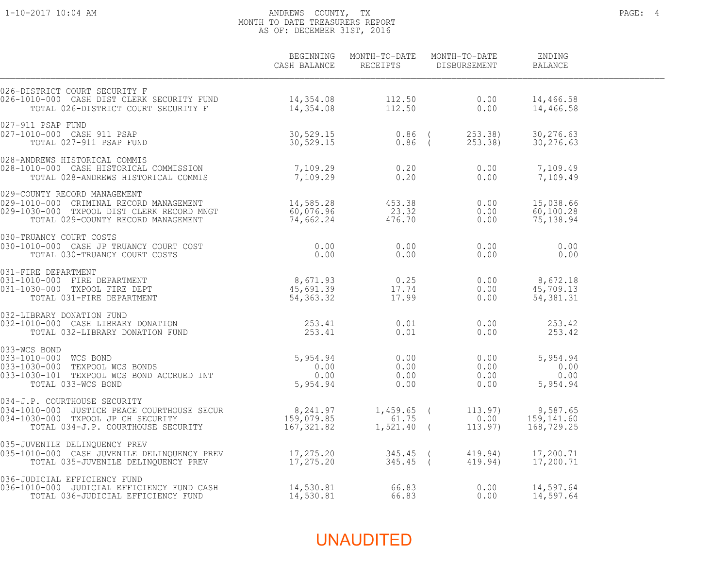ANDREWS COUNTY, TX
MONTH TO DATE TREASURERS REPORT
AS OF: DECEMBER 31ST, 2016

| | BEGINNING CASH BALANCE | MONTH-TO-DATE RECEIPTS | MONTH-TO-DATE DISBURSEMENT | ENDING BALANCE |
|---|---|---|---|---|
| 026-DISTRICT COURT SECURITY F | | | | |
| 026-1010-000 CASH DIST CLERK SECURITY FUND | 14,354.08 | 112.50 | 0.00 | 14,466.58 |
| TOTAL 026-DISTRICT COURT SECURITY F | 14,354.08 | 112.50 | 0.00 | 14,466.58 |
| 027-911 PSAP FUND | | | | |
| 027-1010-000 CASH 911 PSAP | 30,529.15 | 0.86 | ( 253.38) | 30,276.63 |
| TOTAL 027-911 PSAP FUND | 30,529.15 | 0.86 | ( 253.38) | 30,276.63 |
| 028-ANDREWS HISTORICAL COMMIS | | | | |
| 028-1010-000 CASH HISTORICAL COMMISSION | 7,109.29 | 0.20 | 0.00 | 7,109.49 |
| TOTAL 028-ANDREWS HISTORICAL COMMIS | 7,109.29 | 0.20 | 0.00 | 7,109.49 |
| 029-COUNTY RECORD MANAGEMENT | | | | |
| 029-1010-000 CRIMINAL RECORD MANAGEMENT | 14,585.28 | 453.38 | 0.00 | 15,038.66 |
| 029-1030-000 TXPOOL DIST CLERK RECORD MNGT | 60,076.96 | 23.32 | 0.00 | 60,100.28 |
| TOTAL 029-COUNTY RECORD MANAGEMENT | 74,662.24 | 476.70 | 0.00 | 75,138.94 |
| 030-TRUANCY COURT COSTS | | | | |
| 030-1010-000 CASH JP TRUANCY COURT COST | 0.00 | 0.00 | 0.00 | 0.00 |
| TOTAL 030-TRUANCY COURT COSTS | 0.00 | 0.00 | 0.00 | 0.00 |
| 031-FIRE DEPARTMENT | | | | |
| 031-1010-000 FIRE DEPARTMENT | 8,671.93 | 0.25 | 0.00 | 8,672.18 |
| 031-1030-000 TXPOOL FIRE DEPT | 45,691.39 | 17.74 | 0.00 | 45,709.13 |
| TOTAL 031-FIRE DEPARTMENT | 54,363.32 | 17.99 | 0.00 | 54,381.31 |
| 032-LIBRARY DONATION FUND | | | | |
| 032-1010-000 CASH LIBRARY DONATION | 253.41 | 0.01 | 0.00 | 253.42 |
| TOTAL 032-LIBRARY DONATION FUND | 253.41 | 0.01 | 0.00 | 253.42 |
| 033-WCS BOND | | | | |
| 033-1010-000 WCS BOND | 5,954.94 | 0.00 | 0.00 | 5,954.94 |
| 033-1030-000 TEXPOOL WCS BONDS | 0.00 | 0.00 | 0.00 | 0.00 |
| 033-1030-101 TEXPOOL WCS BOND ACCRUED INT | 0.00 | 0.00 | 0.00 | 0.00 |
| TOTAL 033-WCS BOND | 5,954.94 | 0.00 | 0.00 | 5,954.94 |
| 034-J.P. COURTHOUSE SECURITY | | | | |
| 034-1010-000 JUSTICE PEACE COURTHOUSE SECUR | 8,241.97 | 1,459.65 | ( 113.97) | 9,587.65 |
| 034-1030-000 TXPOOL JP CH SECURITY | 159,079.85 | 61.75 | 0.00 | 159,141.60 |
| TOTAL 034-J.P. COURTHOUSE SECURITY | 167,321.82 | 1,521.40 | ( 113.97) | 168,729.25 |
| 035-JUVENILE DELINQUENCY PREV | | | | |
| 035-1010-000 CASH JUVENILE DELINQUENCY PREV | 17,275.20 | 345.45 | ( 419.94) | 17,200.71 |
| TOTAL 035-JUVENILE DELINQUENCY PREV | 17,275.20 | 345.45 | ( 419.94) | 17,200.71 |
| 036-JUDICIAL EFFICIENCY FUND | | | | |
| 036-1010-000 JUDICIAL EFFICIENCY FUND CASH | 14,530.81 | 66.83 | 0.00 | 14,597.64 |
| TOTAL 036-JUDICIAL EFFICIENCY FUND | 14,530.81 | 66.83 | 0.00 | 14,597.64 |

UNAUDITED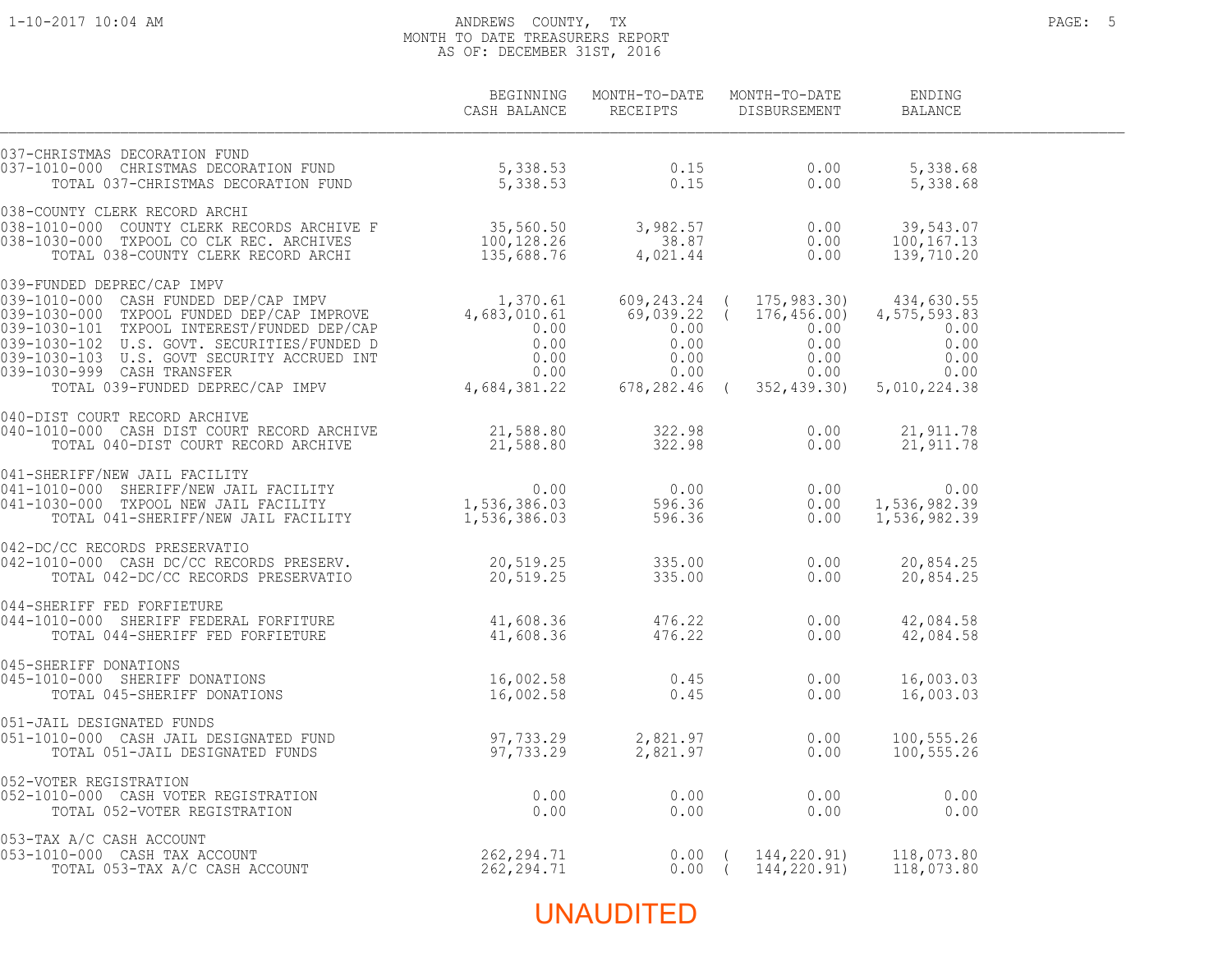ANDREWS COUNTY, TX
MONTH TO DATE TREASURERS REPORT
AS OF: DECEMBER 31ST, 2016

| | BEGINNING CASH BALANCE | MONTH-TO-DATE RECEIPTS | MONTH-TO-DATE DISBURSEMENT | ENDING BALANCE |
|---|---|---|---|---|
| **037-CHRISTMAS DECORATION FUND** | | | | |
| 037-1010-000 CHRISTMAS DECORATION FUND | 5,338.53 | 0.15 | 0.00 | 5,338.68 |
| TOTAL 037-CHRISTMAS DECORATION FUND | 5,338.53 | 0.15 | 0.00 | 5,338.68 |
| **038-COUNTY CLERK RECORD ARCHI** | | | | |
| 038-1010-000 COUNTY CLERK RECORDS ARCHIVE F | 35,560.50 | 3,982.57 | 0.00 | 39,543.07 |
| 038-1030-000 TXPOOL CO CLK REC. ARCHIVES | 100,128.26 | 38.87 | 0.00 | 100,167.13 |
| TOTAL 038-COUNTY CLERK RECORD ARCHI | 135,688.76 | 4,021.44 | 0.00 | 139,710.20 |
| **039-FUNDED DEPREC/CAP IMPV** | | | | |
| 039-1010-000 CASH FUNDED DEP/CAP IMPV | 1,370.61 | 609,243.24 | ( 175,983.30) | 434,630.55 |
| 039-1030-000 TXPOOL FUNDED DEP/CAP IMPROVE | 4,683,010.61 | 69,039.22 | ( 176,456.00) | 4,575,593.83 |
| 039-1030-101 TXPOOL INTEREST/FUNDED DEP/CAP | 0.00 | 0.00 | 0.00 | 0.00 |
| 039-1030-102 U.S. GOVT. SECURITIES/FUNDED D | 0.00 | 0.00 | 0.00 | 0.00 |
| 039-1030-103 U.S. GOVT SECURITY ACCRUED INT | 0.00 | 0.00 | 0.00 | 0.00 |
| 039-1030-999 CASH TRANSFER | 0.00 | 0.00 | 0.00 | 0.00 |
| TOTAL 039-FUNDED DEPREC/CAP IMPV | 4,684,381.22 | 678,282.46 | ( 352,439.30) | 5,010,224.38 |
| **040-DIST COURT RECORD ARCHIVE** | | | | |
| 040-1010-000 CASH DIST COURT RECORD ARCHIVE | 21,588.80 | 322.98 | 0.00 | 21,911.78 |
| TOTAL 040-DIST COURT RECORD ARCHIVE | 21,588.80 | 322.98 | 0.00 | 21,911.78 |
| **041-SHERIFF/NEW JAIL FACILITY** | | | | |
| 041-1010-000 SHERIFF/NEW JAIL FACILITY | 0.00 | 0.00 | 0.00 | 0.00 |
| 041-1030-000 TXPOOL NEW JAIL FACILITY | 1,536,386.03 | 596.36 | 0.00 | 1,536,982.39 |
| TOTAL 041-SHERIFF/NEW JAIL FACILITY | 1,536,386.03 | 596.36 | 0.00 | 1,536,982.39 |
| **042-DC/CC RECORDS PRESERVATIO** | | | | |
| 042-1010-000 CASH DC/CC RECORDS PRESERV. | 20,519.25 | 335.00 | 0.00 | 20,854.25 |
| TOTAL 042-DC/CC RECORDS PRESERVATIO | 20,519.25 | 335.00 | 0.00 | 20,854.25 |
| **044-SHERIFF FED FORFIETURE** | | | | |
| 044-1010-000 SHERIFF FEDERAL FORFITURE | 41,608.36 | 476.22 | 0.00 | 42,084.58 |
| TOTAL 044-SHERIFF FED FORFIETURE | 41,608.36 | 476.22 | 0.00 | 42,084.58 |
| **045-SHERIFF DONATIONS** | | | | |
| 045-1010-000 SHERIFF DONATIONS | 16,002.58 | 0.45 | 0.00 | 16,003.03 |
| TOTAL 045-SHERIFF DONATIONS | 16,002.58 | 0.45 | 0.00 | 16,003.03 |
| **051-JAIL DESIGNATED FUNDS** | | | | |
| 051-1010-000 CASH JAIL DESIGNATED FUND | 97,733.29 | 2,821.97 | 0.00 | 100,555.26 |
| TOTAL 051-JAIL DESIGNATED FUNDS | 97,733.29 | 2,821.97 | 0.00 | 100,555.26 |
| **052-VOTER REGISTRATION** | | | | |
| 052-1010-000 CASH VOTER REGISTRATION | 0.00 | 0.00 | 0.00 | 0.00 |
| TOTAL 052-VOTER REGISTRATION | 0.00 | 0.00 | 0.00 | 0.00 |
| **053-TAX A/C CASH ACCOUNT** | | | | |
| 053-1010-000 CASH TAX ACCOUNT | 262,294.71 | 0.00 | ( 144,220.91) | 118,073.80 |
| TOTAL 053-TAX A/C CASH ACCOUNT | 262,294.71 | 0.00 | ( 144,220.91) | 118,073.80 |

UNAUDITED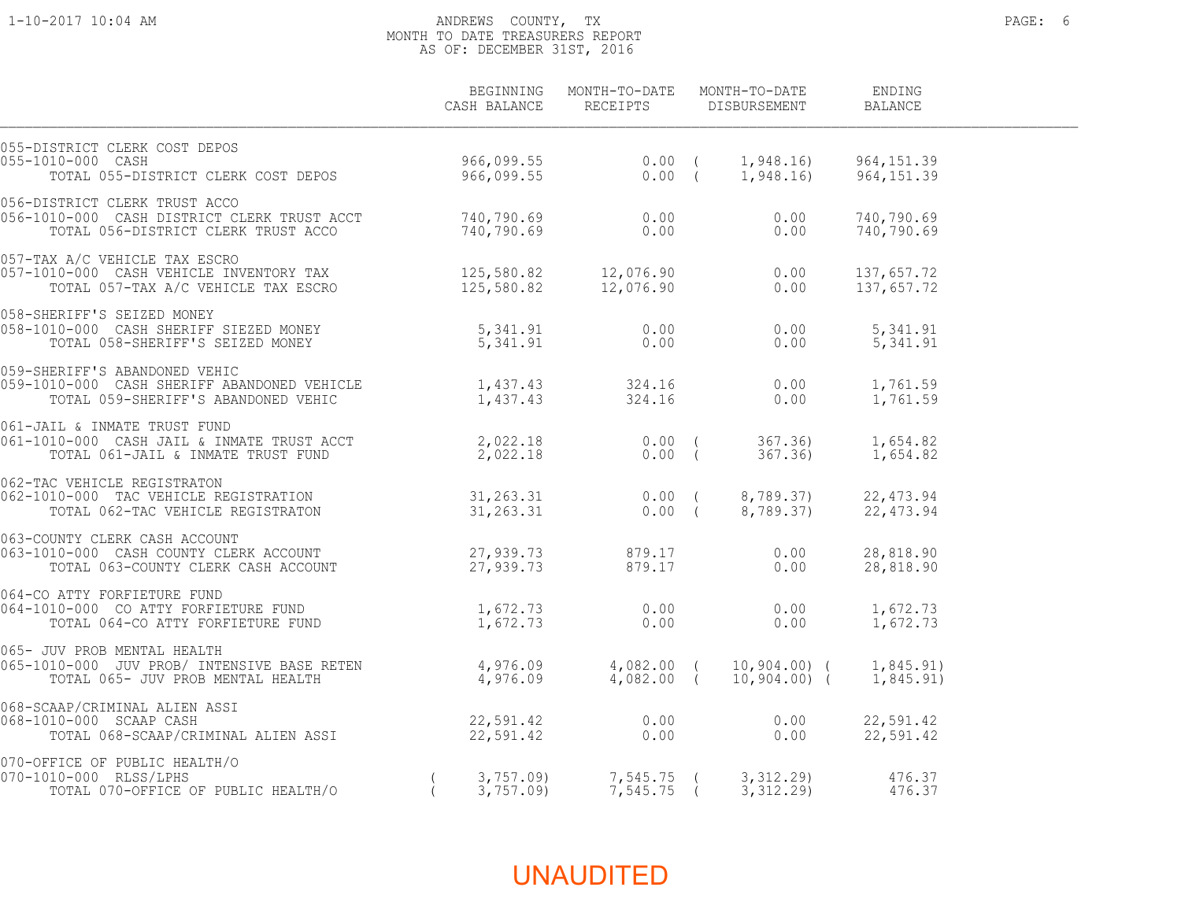ANDREWS COUNTY, TX
MONTH TO DATE TREASURERS REPORT
AS OF: DECEMBER 31ST, 2016

| | BEGINNING CASH BALANCE | MONTH-TO-DATE RECEIPTS | MONTH-TO-DATE DISBURSEMENT | ENDING BALANCE |
|---|---|---|---|---|
| 055-DISTRICT CLERK COST DEPOS | | | | |
| 055-1010-000 CASH | 966,099.55 | 0.00 | (1,948.16) | 964,151.39 |
| TOTAL 055-DISTRICT CLERK COST DEPOS | 966,099.55 | 0.00 | (1,948.16) | 964,151.39 |
| 056-DISTRICT CLERK TRUST ACCO | | | | |
| 056-1010-000 CASH DISTRICT CLERK TRUST ACCT | 740,790.69 | 0.00 | 0.00 | 740,790.69 |
| TOTAL 056-DISTRICT CLERK TRUST ACCO | 740,790.69 | 0.00 | 0.00 | 740,790.69 |
| 057-TAX A/C VEHICLE TAX ESCRO | | | | |
| 057-1010-000 CASH VEHICLE INVENTORY TAX | 125,580.82 | 12,076.90 | 0.00 | 137,657.72 |
| TOTAL 057-TAX A/C VEHICLE TAX ESCRO | 125,580.82 | 12,076.90 | 0.00 | 137,657.72 |
| 058-SHERIFF'S SEIZED MONEY | | | | |
| 058-1010-000 CASH SHERIFF SIEZED MONEY | 5,341.91 | 0.00 | 0.00 | 5,341.91 |
| TOTAL 058-SHERIFF'S SEIZED MONEY | 5,341.91 | 0.00 | 0.00 | 5,341.91 |
| 059-SHERIFF'S ABANDONED VEHIC | | | | |
| 059-1010-000 CASH SHERIFF ABANDONED VEHICLE | 1,437.43 | 324.16 | 0.00 | 1,761.59 |
| TOTAL 059-SHERIFF'S ABANDONED VEHIC | 1,437.43 | 324.16 | 0.00 | 1,761.59 |
| 061-JAIL & INMATE TRUST FUND | | | | |
| 061-1010-000 CASH JAIL & INMATE TRUST ACCT | 2,022.18 | 0.00 | (367.36) | 1,654.82 |
| TOTAL 061-JAIL & INMATE TRUST FUND | 2,022.18 | 0.00 | (367.36) | 1,654.82 |
| 062-TAC VEHICLE REGISTRATON | | | | |
| 062-1010-000 TAC VEHICLE REGISTRATION | 31,263.31 | 0.00 | (8,789.37) | 22,473.94 |
| TOTAL 062-TAC VEHICLE REGISTRATON | 31,263.31 | 0.00 | (8,789.37) | 22,473.94 |
| 063-COUNTY CLERK CASH ACCOUNT | | | | |
| 063-1010-000 CASH COUNTY CLERK ACCOUNT | 27,939.73 | 879.17 | 0.00 | 28,818.90 |
| TOTAL 063-COUNTY CLERK CASH ACCOUNT | 27,939.73 | 879.17 | 0.00 | 28,818.90 |
| 064-CO ATTY FORFIETURE FUND | | | | |
| 064-1010-000 CO ATTY FORFIETURE FUND | 1,672.73 | 0.00 | 0.00 | 1,672.73 |
| TOTAL 064-CO ATTY FORFIETURE FUND | 1,672.73 | 0.00 | 0.00 | 1,672.73 |
| 065- JUV PROB MENTAL HEALTH | | | | |
| 065-1010-000 JUV PROB/ INTENSIVE BASE RETEN | 4,976.09 | 4,082.00 | (10,904.00) | (1,845.91) |
| TOTAL 065- JUV PROB MENTAL HEALTH | 4,976.09 | 4,082.00 | (10,904.00) | (1,845.91) |
| 068-SCAAP/CRIMINAL ALIEN ASSI | | | | |
| 068-1010-000 SCAAP CASH | 22,591.42 | 0.00 | 0.00 | 22,591.42 |
| TOTAL 068-SCAAP/CRIMINAL ALIEN ASSI | 22,591.42 | 0.00 | 0.00 | 22,591.42 |
| 070-OFFICE OF PUBLIC HEALTH/O | | | | |
| 070-1010-000 RLSS/LPHS | (3,757.09) | 7,545.75 | (3,312.29) | 476.37 |
| TOTAL 070-OFFICE OF PUBLIC HEALTH/O | (3,757.09) | 7,545.75 | (3,312.29) | 476.37 |

UNAUDITED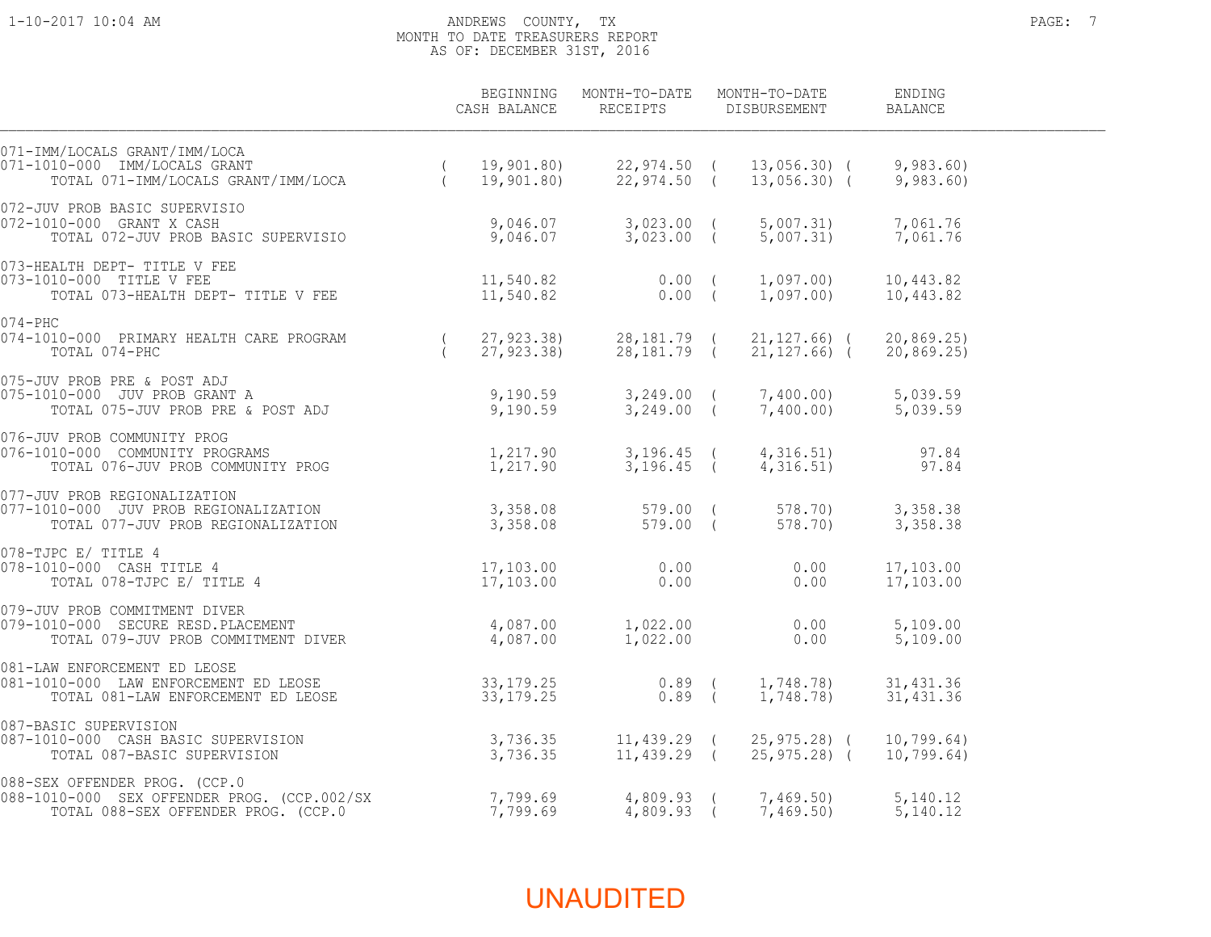ANDREWS COUNTY, TX
MONTH TO DATE TREASURERS REPORT
AS OF: DECEMBER 31ST, 2016

| | BEGINNING CASH BALANCE | MONTH-TO-DATE RECEIPTS | MONTH-TO-DATE DISBURSEMENT | ENDING BALANCE |
|---|---|---|---|---|
| 071-IMM/LOCALS GRANT/IMM/LOCA | | | | |
| 071-1010-000 IMM/LOCALS GRANT | (19,901.80) | 22,974.50 | (13,056.30) | (9,983.60) |
| TOTAL 071-IMM/LOCALS GRANT/IMM/LOCA | (19,901.80) | 22,974.50 | (13,056.30) | (9,983.60) |
| 072-JUV PROB BASIC SUPERVISIO | | | | |
| 072-1010-000 GRANT X CASH | 9,046.07 | 3,023.00 | (5,007.31) | 7,061.76 |
| TOTAL 072-JUV PROB BASIC SUPERVISIO | 9,046.07 | 3,023.00 | (5,007.31) | 7,061.76 |
| 073-HEALTH DEPT- TITLE V FEE | | | | |
| 073-1010-000 TITLE V FEE | 11,540.82 | 0.00 | (1,097.00) | 10,443.82 |
| TOTAL 073-HEALTH DEPT- TITLE V FEE | 11,540.82 | 0.00 | (1,097.00) | 10,443.82 |
| 074-PHC | | | | |
| 074-1010-000 PRIMARY HEALTH CARE PROGRAM | (27,923.38) | 28,181.79 | (21,127.66) | (20,869.25) |
| TOTAL 074-PHC | (27,923.38) | 28,181.79 | (21,127.66) | (20,869.25) |
| 075-JUV PROB PRE & POST ADJ | | | | |
| 075-1010-000 JUV PROB GRANT A | 9,190.59 | 3,249.00 | (7,400.00) | 5,039.59 |
| TOTAL 075-JUV PROB PRE & POST ADJ | 9,190.59 | 3,249.00 | (7,400.00) | 5,039.59 |
| 076-JUV PROB COMMUNITY PROG | | | | |
| 076-1010-000 COMMUNITY PROGRAMS | 1,217.90 | 3,196.45 | (4,316.51) | 97.84 |
| TOTAL 076-JUV PROB COMMUNITY PROG | 1,217.90 | 3,196.45 | (4,316.51) | 97.84 |
| 077-JUV PROB REGIONALIZATION | | | | |
| 077-1010-000 JUV PROB REGIONALIZATION | 3,358.08 | 579.00 | (578.70) | 3,358.38 |
| TOTAL 077-JUV PROB REGIONALIZATION | 3,358.08 | 579.00 | (578.70) | 3,358.38 |
| 078-TJPC E/ TITLE 4 | | | | |
| 078-1010-000 CASH TITLE 4 | 17,103.00 | 0.00 | 0.00 | 17,103.00 |
| TOTAL 078-TJPC E/ TITLE 4 | 17,103.00 | 0.00 | 0.00 | 17,103.00 |
| 079-JUV PROB COMMITMENT DIVER | | | | |
| 079-1010-000 SECURE RESD.PLACEMENT | 4,087.00 | 1,022.00 | 0.00 | 5,109.00 |
| TOTAL 079-JUV PROB COMMITMENT DIVER | 4,087.00 | 1,022.00 | 0.00 | 5,109.00 |
| 081-LAW ENFORCEMENT ED LEOSE | | | | |
| 081-1010-000 LAW ENFORCEMENT ED LEOSE | 33,179.25 | 0.89 | (1,748.78) | 31,431.36 |
| TOTAL 081-LAW ENFORCEMENT ED LEOSE | 33,179.25 | 0.89 | (1,748.78) | 31,431.36 |
| 087-BASIC SUPERVISION | | | | |
| 087-1010-000 CASH BASIC SUPERVISION | 3,736.35 | 11,439.29 | (25,975.28) | (10,799.64) |
| TOTAL 087-BASIC SUPERVISION | 3,736.35 | 11,439.29 | (25,975.28) | (10,799.64) |
| 088-SEX OFFENDER PROG. (CCP.0 | | | | |
| 088-1010-000 SEX OFFENDER PROG. (CCP.002/SX | 7,799.69 | 4,809.93 | (7,469.50) | 5,140.12 |
| TOTAL 088-SEX OFFENDER PROG. (CCP.0 | 7,799.69 | 4,809.93 | (7,469.50) | 5,140.12 |

UNAUDITED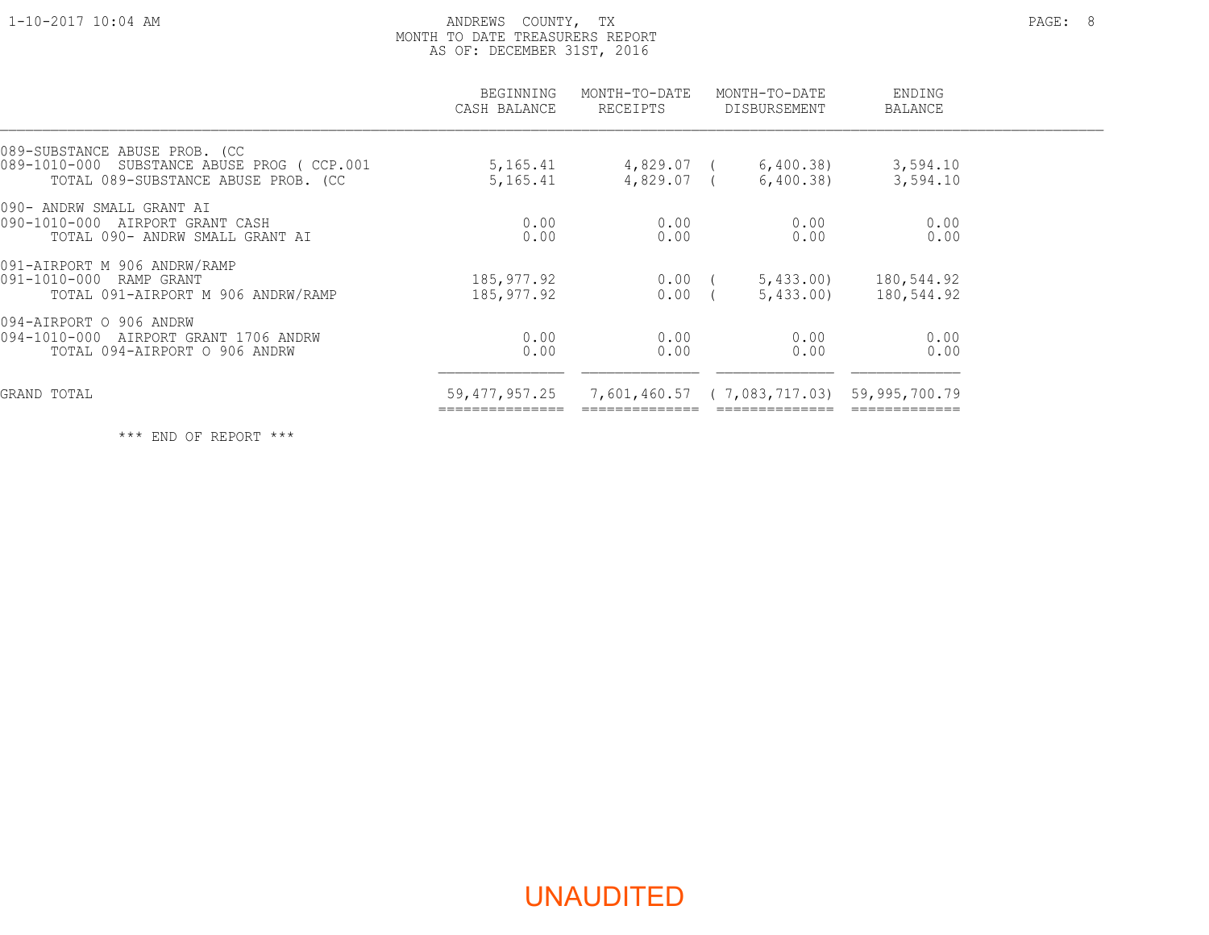ANDREWS COUNTY, TX
MONTH TO DATE TREASURERS REPORT
AS OF: DECEMBER 31ST, 2016

| | BEGINNING CASH BALANCE | MONTH-TO-DATE RECEIPTS | MONTH-TO-DATE DISBURSEMENT | ENDING BALANCE |
|---|---|---|---|---|
| 089-SUBSTANCE ABUSE PROB. (CC | | | | |
| 089-1010-000 SUBSTANCE ABUSE PROG ( CCP.001 | 5,165.41 | 4,829.07 | ( 6,400.38) | 3,594.10 |
| TOTAL 089-SUBSTANCE ABUSE PROB. (CC | 5,165.41 | 4,829.07 | ( 6,400.38) | 3,594.10 |
| 090- ANDRW SMALL GRANT AI | | | | |
| 090-1010-000 AIRPORT GRANT CASH | 0.00 | 0.00 | 0.00 | 0.00 |
| TOTAL 090- ANDRW SMALL GRANT AI | 0.00 | 0.00 | 0.00 | 0.00 |
| 091-AIRPORT M 906 ANDRW/RAMP | | | | |
| 091-1010-000 RAMP GRANT | 185,977.92 | 0.00 | ( 5,433.00) | 180,544.92 |
| TOTAL 091-AIRPORT M 906 ANDRW/RAMP | 185,977.92 | 0.00 | ( 5,433.00) | 180,544.92 |
| 094-AIRPORT O 906 ANDRW | | | | |
| 094-1010-000 AIRPORT GRANT 1706 ANDRW | 0.00 | 0.00 | 0.00 | 0.00 |
| TOTAL 094-AIRPORT O 906 ANDRW | 0.00 | 0.00 | 0.00 | 0.00 |
| GRAND TOTAL | 59,477,957.25 | 7,601,460.57 | ( 7,083,717.03) | 59,995,700.79 |

*** END OF REPORT ***

UNAUDITED